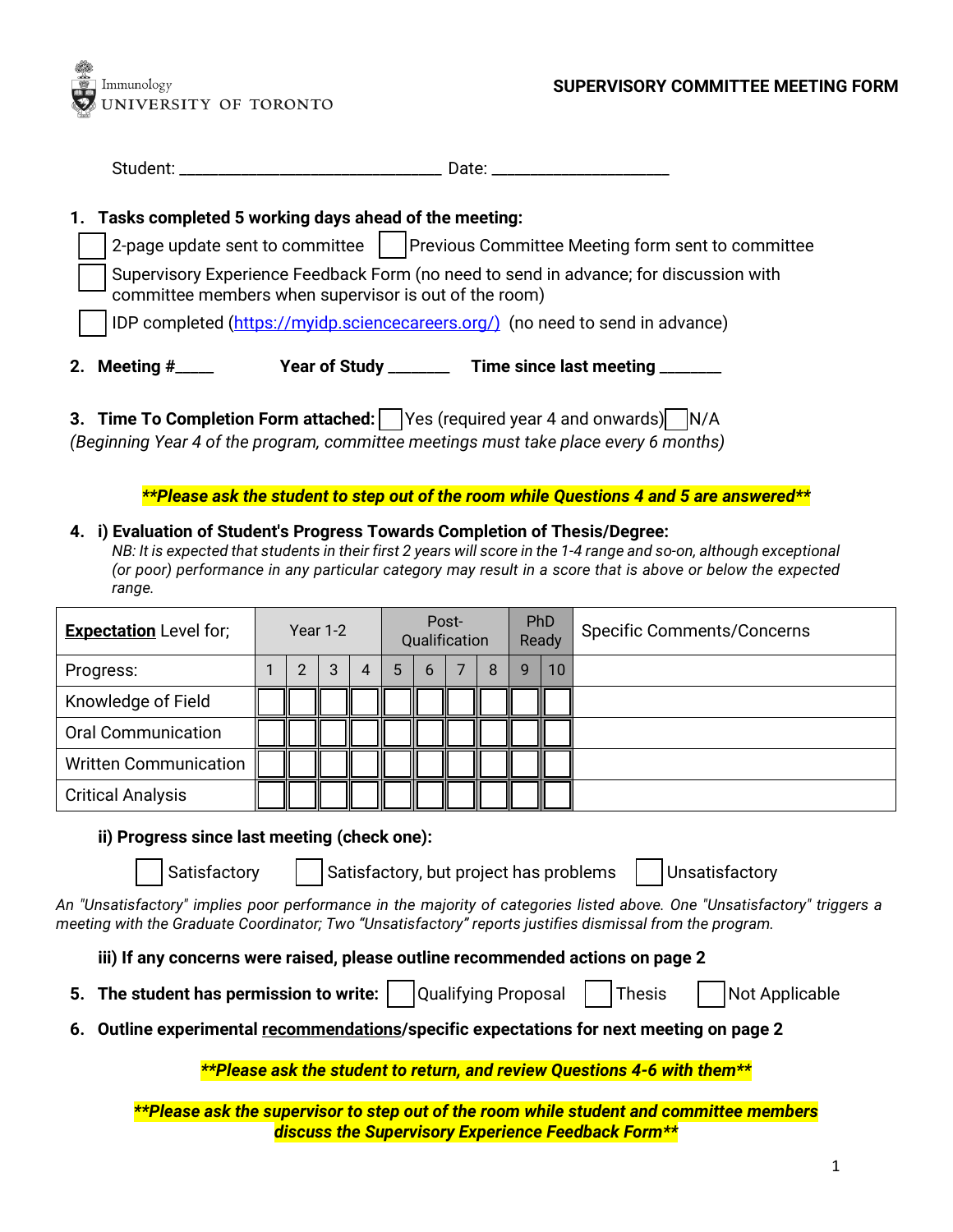Immunology
UNIVERSITY OF TORONTO

# SUPERVISORY COMMITTEE MEETING FORM

Student: ______________________________ Date: ____________________

1. **Tasks completed 5 working days ahead of the meeting:**

   ☐ 2-page update sent to committee ☐ Previous Committee Meeting form sent to committee

   ☐ Supervisory Experience Feedback Form (no need to send in advance; for discussion with committee members when supervisor is out of the room)

   ☐ IDP completed (https://myidp.sciencecareers.org/) (no need to send in advance)

2. **Meeting #_____ Year of Study _______ Time since last meeting _______**

3. **Time To Completion Form attached:** ☐ Yes (required year 4 and onwards) ☐ N/A

*(Beginning Year 4 of the program, committee meetings must take place every 6 months)*

***\*\*Please ask the student to step out of the room while Questions 4 and 5 are answered\*\****

4. **i) Evaluation of Student's Progress Towards Completion of Thesis/Degree:**

   *NB: It is expected that students in their first 2 years will score in the 1-4 range and so-on, although exceptional (or poor) performance in any particular category may result in a score that is above or below the expected range.*

| **Expectation** Level for; | Year 1-2 | | | | Post-Qualification | | | | PhD Ready | | Specific Comments/Concerns |
|---|---|---|---|---|---|---|---|---|---|---|---|
| Progress: | 1 | 2 | 3 | 4 | 5 | 6 | 7 | 8 | 9 | 10 | |
| Knowledge of Field | ☐ | ☐ | ☐ | ☐ | ☐ | ☐ | ☐ | ☐ | ☐ | ☐ | |
| Oral Communication | ☐ | ☐ | ☐ | ☐ | ☐ | ☐ | ☐ | ☐ | ☐ | ☐ | |
| Written Communication | ☐ | ☐ | ☐ | ☐ | ☐ | ☐ | ☐ | ☐ | ☐ | ☐ | |
| Critical Analysis | ☐ | ☐ | ☐ | ☐ | ☐ | ☐ | ☐ | ☐ | ☐ | ☐ | |

   **ii) Progress since last meeting (check one):**

   ☐ Satisfactory ☐ Satisfactory, but project has problems ☐ Unsatisfactory

*An "Unsatisfactory" implies poor performance in the majority of categories listed above. One "Unsatisfactory" triggers a meeting with the Graduate Coordinator; Two "Unsatisfactory" reports justifies dismissal from the program.*

   **iii) If any concerns were raised, please outline recommended actions on page 2**

5. **The student has permission to write:** ☐ Qualifying Proposal ☐ Thesis ☐ Not Applicable

6. **Outline experimental <u>recommendations</u>/specific expectations for next meeting on page 2**

***\*\*Please ask the student to return, and review Questions 4-6 with them\*\****

***\*\*Please ask the supervisor to step out of the room while student and committee members discuss the Supervisory Experience Feedback Form\*\****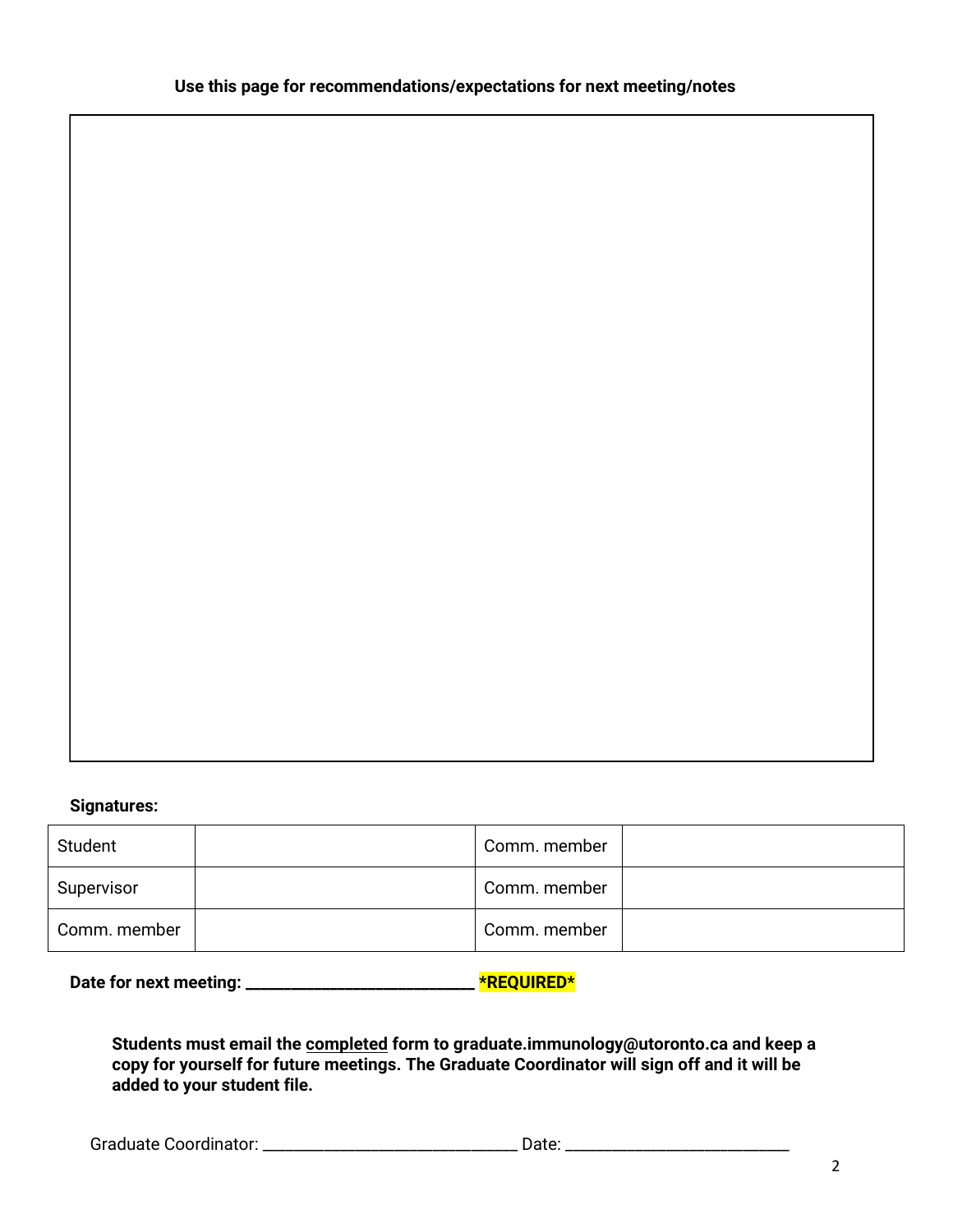**Use this page for recommendations/expectations for next meeting/notes**

**Signatures:**

| | | | |
|---|---|---|---|
| Student | | Comm. member | |
| Supervisor | | Comm. member | |
| Comm. member | | Comm. member | |

**Date for next meeting: ___________________________ *REQUIRED***

**Students must email the completed form to graduate.immunology@utoronto.ca and keep a copy for yourself for future meetings. The Graduate Coordinator will sign off and it will be added to your student file.**

Graduate Coordinator: ______________________________ Date: ___________________________